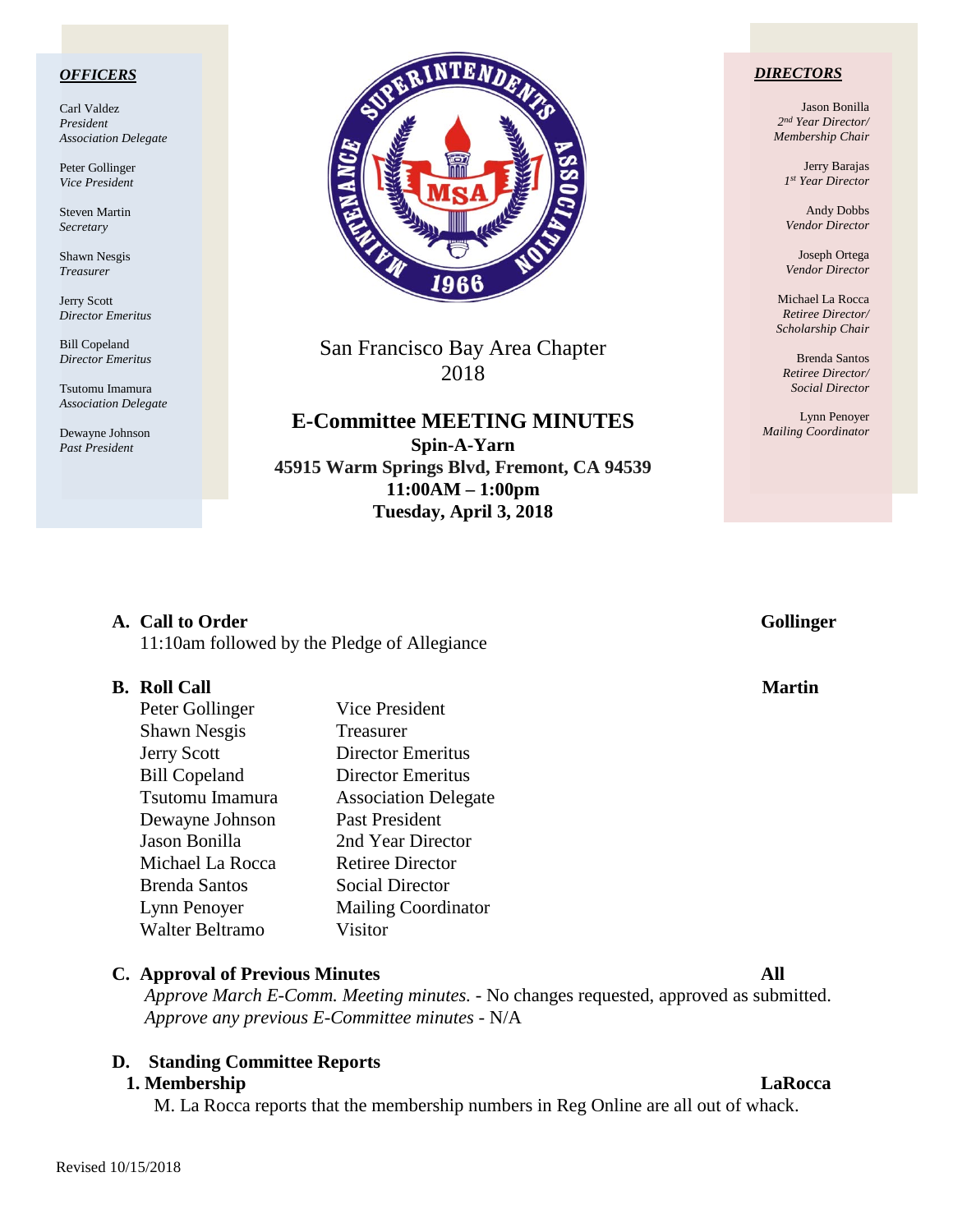**OFFICERS**

Carl Valdez
*President*
*Association Delegate*

Peter Gollinger
*Vice President*

Steven Martin
*Secretary*

Shawn Nesgis
*Treasurer*

Jerry Scott
*Director Emeritus*

Bill Copeland
*Director Emeritus*

Tsutomu Imamura
*Association Delegate*

Dewayne Johnson
*Past President*

San Francisco Bay Area Chapter
2018

# E-Committee MEETING MINUTES

**Spin-A-Yarn**
**45915 Warm Springs Blvd, Fremont, CA 94539**
**11:00AM – 1:00pm**
**Tuesday, April 3, 2018**

**DIRECTORS**

Jason Bonilla
*2nd Year Director/*
*Membership Chair*

Jerry Barajas
*1st Year Director*

Andy Dobbs
*Vendor Director*

Joseph Ortega
*Vendor Director*

Michael La Rocca
*Retiree Director/*
*Scholarship Chair*

Brenda Santos
*Retiree Director/*
*Social Director*

Lynn Penoyer
*Mailing Coordinator*

**A. Call to Order** — **Gollinger**

11:10am followed by the Pledge of Allegiance

**B. Roll Call** — **Martin**

| | |
|---|---|
| Peter Gollinger | Vice President |
| Shawn Nesgis | Treasurer |
| Jerry Scott | Director Emeritus |
| Bill Copeland | Director Emeritus |
| Tsutomu Imamura | Association Delegate |
| Dewayne Johnson | Past President |
| Jason Bonilla | 2nd Year Director |
| Michael La Rocca | Retiree Director |
| Brenda Santos | Social Director |
| Lynn Penoyer | Mailing Coordinator |
| Walter Beltramo | Visitor |

**C. Approval of Previous Minutes** — **All**

*Approve March E-Comm. Meeting minutes.* - No changes requested, approved as submitted.
*Approve any previous E-Committee minutes* - N/A

**D. Standing Committee Reports**

**1. Membership** — **LaRocca**

M. La Rocca reports that the membership numbers in Reg Online are all out of whack.

Revised 10/15/2018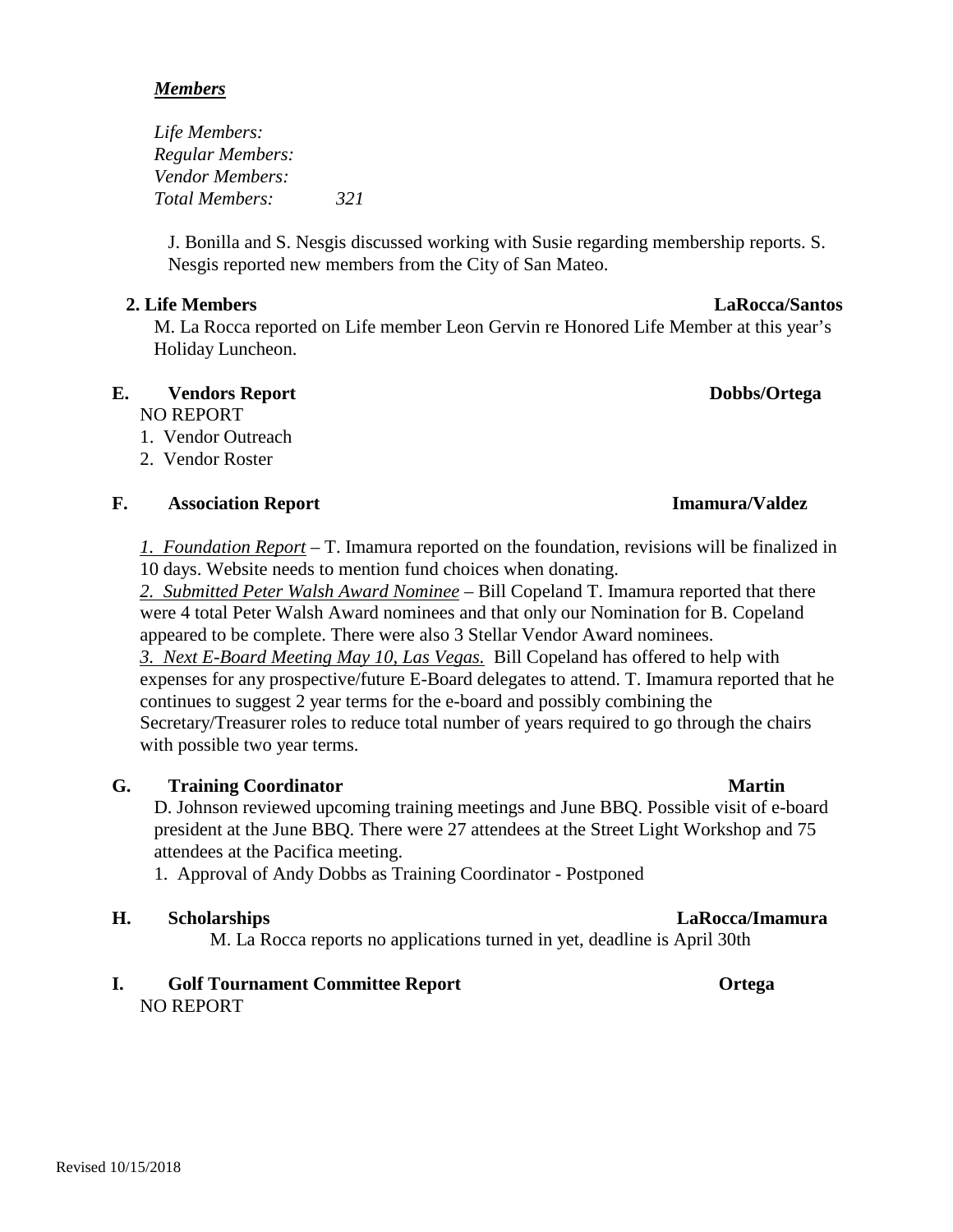***Members***

*Life Members:*
*Regular Members:*
*Vendor Members:*
*Total Members:* *321*

J. Bonilla and S. Nesgis discussed working with Susie regarding membership reports. S. Nesgis reported new members from the City of San Mateo.

**2. Life Members** **LaRocca/Santos**

M. La Rocca reported on Life member Leon Gervin re Honored Life Member at this year's Holiday Luncheon.

**E. Vendors Report** **Dobbs/Ortega**

NO REPORT

1. Vendor Outreach
2. Vendor Roster

**F. Association Report** **Imamura/Valdez**

*1. Foundation Report* – T. Imamura reported on the foundation, revisions will be finalized in 10 days. Website needs to mention fund choices when donating.

*2. Submitted Peter Walsh Award Nominee* – Bill Copeland T. Imamura reported that there were 4 total Peter Walsh Award nominees and that only our Nomination for B. Copeland appeared to be complete. There were also 3 Stellar Vendor Award nominees.

*3. Next E-Board Meeting May 10, Las Vegas.* Bill Copeland has offered to help with expenses for any prospective/future E-Board delegates to attend. T. Imamura reported that he continues to suggest 2 year terms for the e-board and possibly combining the Secretary/Treasurer roles to reduce total number of years required to go through the chairs with possible two year terms.

**G. Training Coordinator** **Martin**

D. Johnson reviewed upcoming training meetings and June BBQ. Possible visit of e-board president at the June BBQ. There were 27 attendees at the Street Light Workshop and 75 attendees at the Pacifica meeting.

1. Approval of Andy Dobbs as Training Coordinator - Postponed

**H. Scholarships** **LaRocca/Imamura**

M. La Rocca reports no applications turned in yet, deadline is April 30th

**I. Golf Tournament Committee Report** **Ortega**

NO REPORT

Revised 10/15/2018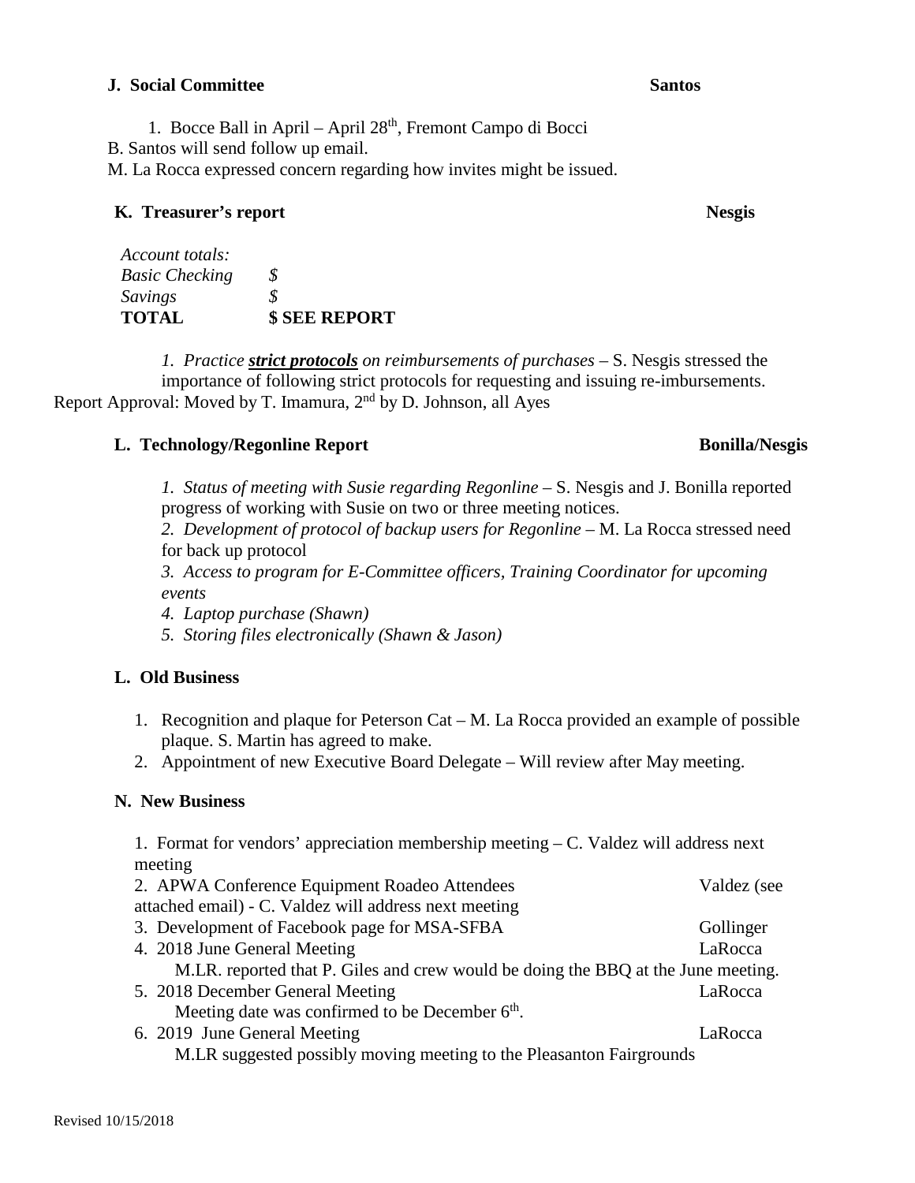**J. Social Committee** **Santos**

1. Bocce Ball in April – April 28th, Fremont Campo di Bocci

B. Santos will send follow up email.

M. La Rocca expressed concern regarding how invites might be issued.

**K. Treasurer's report** **Nesgis**

| *Account totals:* | |
|---|---|
| *Basic Checking* | *$* |
| *Savings* | *$* |
| **TOTAL** | **$ SEE REPORT** |

*1. Practice **strict protocols** on reimbursements of purchases* – S. Nesgis stressed the importance of following strict protocols for requesting and issuing re-imbursements.

Report Approval: Moved by T. Imamura, 2nd by D. Johnson, all Ayes

**L. Technology/Regonline Report** **Bonilla/Nesgis**

*1. Status of meeting with Susie regarding Regonline* – S. Nesgis and J. Bonilla reported progress of working with Susie on two or three meeting notices.

*2. Development of protocol of backup users for Regonline* – M. La Rocca stressed need for back up protocol

*3. Access to program for E-Committee officers, Training Coordinator for upcoming events*

*4. Laptop purchase (Shawn)*

*5. Storing files electronically (Shawn & Jason)*

**L. Old Business**

1. Recognition and plaque for Peterson Cat – M. La Rocca provided an example of possible plaque. S. Martin has agreed to make.
2. Appointment of new Executive Board Delegate – Will review after May meeting.

**N. New Business**

1. Format for vendors' appreciation membership meeting – C. Valdez will address next meeting
2. APWA Conference Equipment Roadeo Attendees — Valdez (see attached email) - C. Valdez will address next meeting
3. Development of Facebook page for MSA-SFBA — Gollinger
4. 2018 June General Meeting — LaRocca
   M.LR. reported that P. Giles and crew would be doing the BBQ at the June meeting.
5. 2018 December General Meeting — LaRocca
   Meeting date was confirmed to be December 6th.
6. 2019 June General Meeting — LaRocca
   M.LR suggested possibly moving meeting to the Pleasanton Fairgrounds

Revised 10/15/2018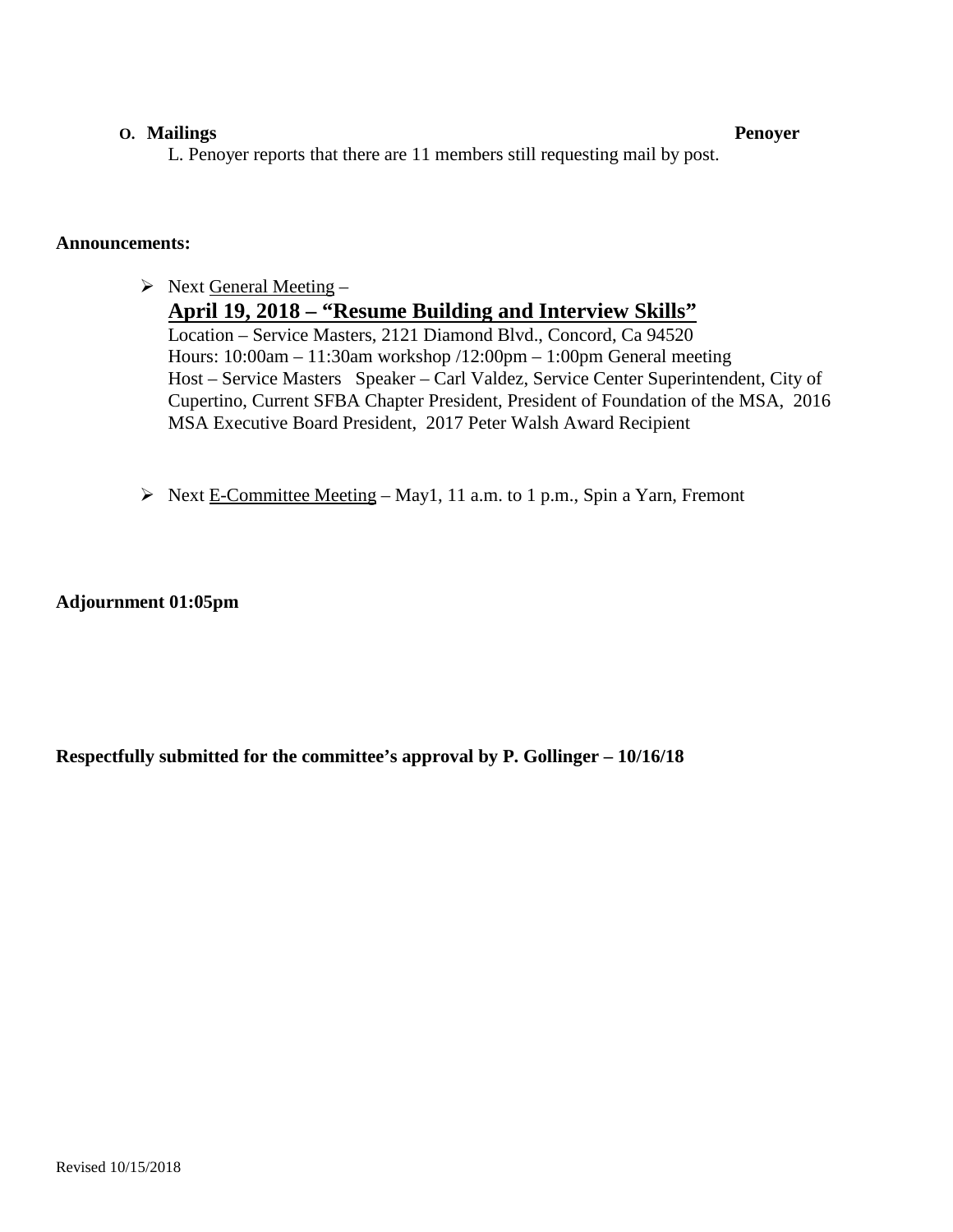**O. Mailings** **Penoyer**

L. Penoyer reports that there are 11 members still requesting mail by post.

**Announcements:**

- Next General Meeting –
  **April 19, 2018 – "Resume Building and Interview Skills"**
  Location – Service Masters, 2121 Diamond Blvd., Concord, Ca 94520
  Hours: 10:00am – 11:30am workshop /12:00pm – 1:00pm General meeting
  Host – Service Masters   Speaker – Carl Valdez, Service Center Superintendent, City of Cupertino, Current SFBA Chapter President, President of Foundation of the MSA, 2016 MSA Executive Board President, 2017 Peter Walsh Award Recipient

- Next E-Committee Meeting – May1, 11 a.m. to 1 p.m., Spin a Yarn, Fremont

**Adjournment 01:05pm**

**Respectfully submitted for the committee's approval by P. Gollinger – 10/16/18**

Revised 10/15/2018